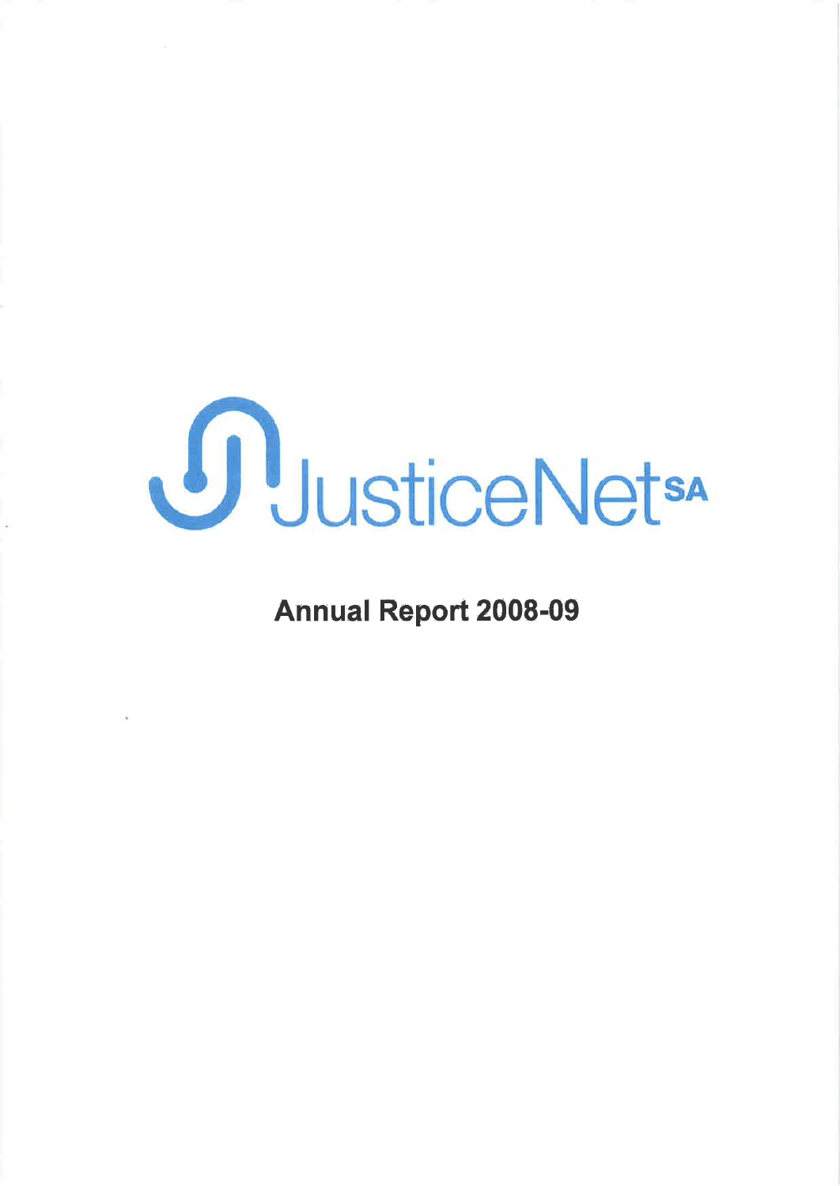JusticeNet SA

# Annual Report 2008-09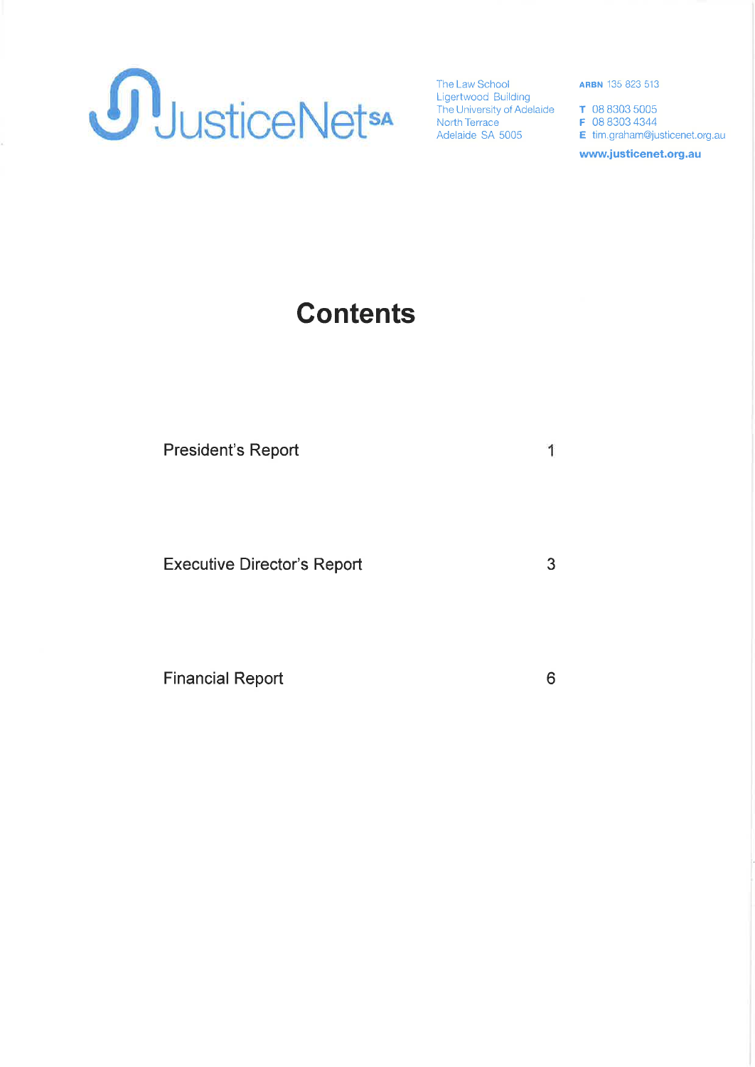JusticeNet SA

The Law School
Ligertwood Building
The University of Adelaide
North Terrace
Adelaide SA 5005

**ARBN** 135 823 513

**T** 08 8303 5005
**F** 08 8303 4344
**E** tim.graham@justicenet.org.au

**www.justicenet.org.au**

# Contents

| | |
|---|---|
| President's Report | 1 |
| Executive Director's Report | 3 |
| Financial Report | 6 |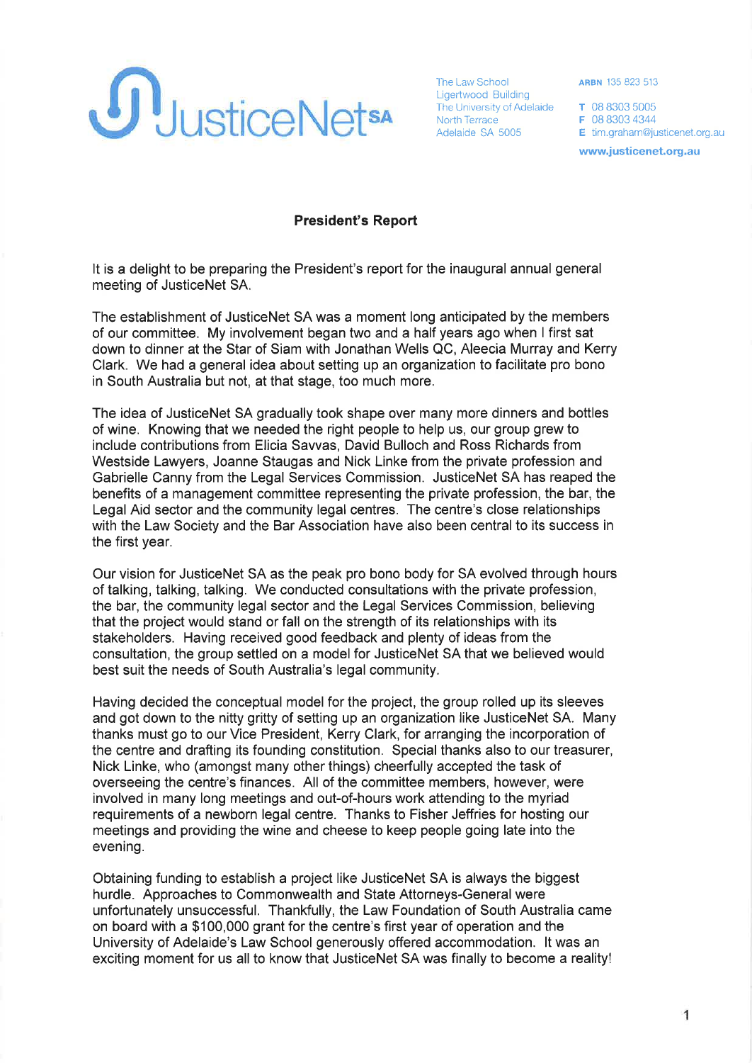JusticeNet SA

The Law School
Ligertwood Building
The University of Adelaide
North Terrace
Adelaide SA 5005

**ARBN** 135 823 513

**T** 08 8303 5005
**F** 08 8303 4344
**E** tim.graham@justicenet.org.au

**www.justicenet.org.au**

## President's Report

It is a delight to be preparing the President's report for the inaugural annual general meeting of JusticeNet SA.

The establishment of JusticeNet SA was a moment long anticipated by the members of our committee. My involvement began two and a half years ago when I first sat down to dinner at the Star of Siam with Jonathan Wells QC, Aleecia Murray and Kerry Clark. We had a general idea about setting up an organization to facilitate pro bono in South Australia but not, at that stage, too much more.

The idea of JusticeNet SA gradually took shape over many more dinners and bottles of wine. Knowing that we needed the right people to help us, our group grew to include contributions from Elicia Savvas, David Bulloch and Ross Richards from Westside Lawyers, Joanne Staugas and Nick Linke from the private profession and Gabrielle Canny from the Legal Services Commission. JusticeNet SA has reaped the benefits of a management committee representing the private profession, the bar, the Legal Aid sector and the community legal centres. The centre's close relationships with the Law Society and the Bar Association have also been central to its success in the first year.

Our vision for JusticeNet SA as the peak pro bono body for SA evolved through hours of talking, talking, talking. We conducted consultations with the private profession, the bar, the community legal sector and the Legal Services Commission, believing that the project would stand or fall on the strength of its relationships with its stakeholders. Having received good feedback and plenty of ideas from the consultation, the group settled on a model for JusticeNet SA that we believed would best suit the needs of South Australia's legal community.

Having decided the conceptual model for the project, the group rolled up its sleeves and got down to the nitty gritty of setting up an organization like JusticeNet SA. Many thanks must go to our Vice President, Kerry Clark, for arranging the incorporation of the centre and drafting its founding constitution. Special thanks also to our treasurer, Nick Linke, who (amongst many other things) cheerfully accepted the task of overseeing the centre's finances. All of the committee members, however, were involved in many long meetings and out-of-hours work attending to the myriad requirements of a newborn legal centre. Thanks to Fisher Jeffries for hosting our meetings and providing the wine and cheese to keep people going late into the evening.

Obtaining funding to establish a project like JusticeNet SA is always the biggest hurdle. Approaches to Commonwealth and State Attorneys-General were unfortunately unsuccessful. Thankfully, the Law Foundation of South Australia came on board with a $100,000 grant for the centre's first year of operation and the University of Adelaide's Law School generously offered accommodation. It was an exciting moment for us all to know that JusticeNet SA was finally to become a reality!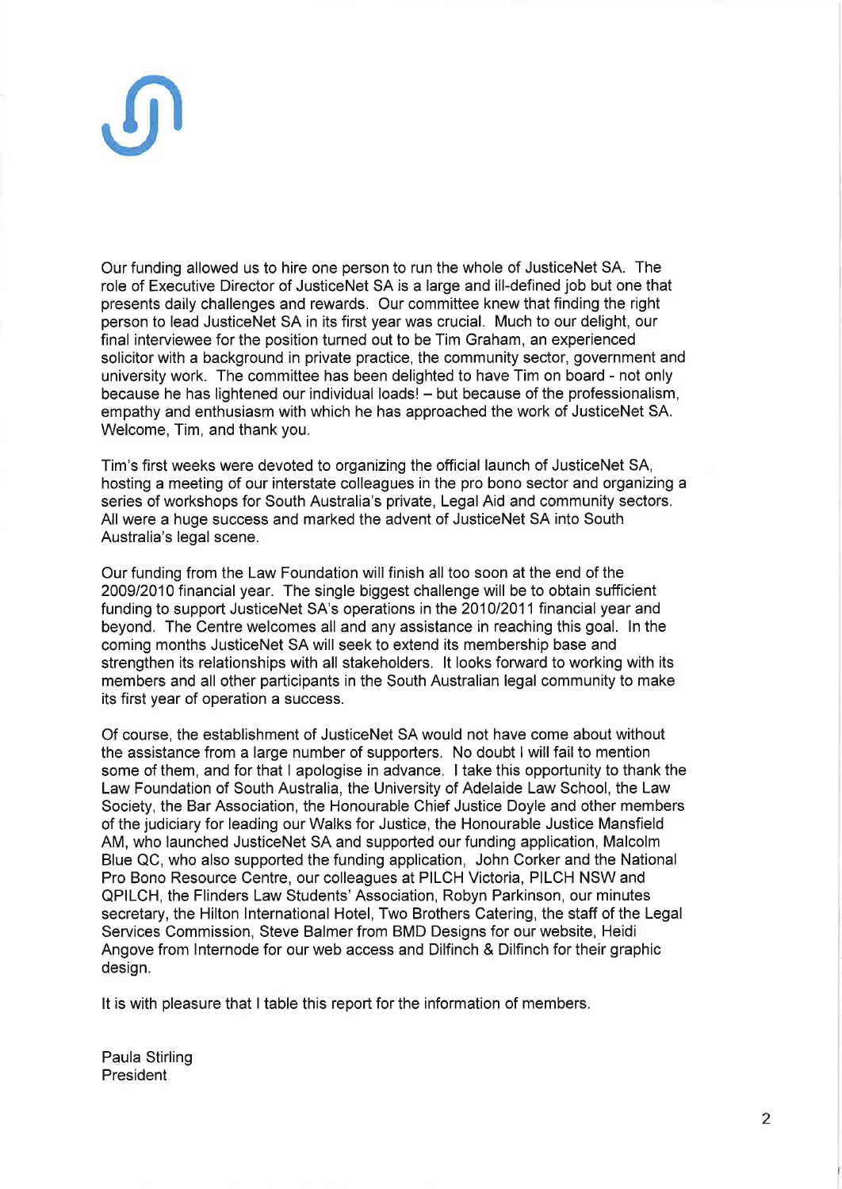Our funding allowed us to hire one person to run the whole of JusticeNet SA. The role of Executive Director of JusticeNet SA is a large and ill-defined job but one that presents daily challenges and rewards. Our committee knew that finding the right person to lead JusticeNet SA in its first year was crucial. Much to our delight, our final interviewee for the position turned out to be Tim Graham, an experienced solicitor with a background in private practice, the community sector, government and university work. The committee has been delighted to have Tim on board - not only because he has lightened our individual loads! – but because of the professionalism, empathy and enthusiasm with which he has approached the work of JusticeNet SA. Welcome, Tim, and thank you.

Tim's first weeks were devoted to organizing the official launch of JusticeNet SA, hosting a meeting of our interstate colleagues in the pro bono sector and organizing a series of workshops for South Australia's private, Legal Aid and community sectors. All were a huge success and marked the advent of JusticeNet SA into South Australia's legal scene.

Our funding from the Law Foundation will finish all too soon at the end of the 2009/2010 financial year. The single biggest challenge will be to obtain sufficient funding to support JusticeNet SA's operations in the 2010/2011 financial year and beyond. The Centre welcomes all and any assistance in reaching this goal. In the coming months JusticeNet SA will seek to extend its membership base and strengthen its relationships with all stakeholders. It looks forward to working with its members and all other participants in the South Australian legal community to make its first year of operation a success.

Of course, the establishment of JusticeNet SA would not have come about without the assistance from a large number of supporters. No doubt I will fail to mention some of them, and for that I apologise in advance. I take this opportunity to thank the Law Foundation of South Australia, the University of Adelaide Law School, the Law Society, the Bar Association, the Honourable Chief Justice Doyle and other members of the judiciary for leading our Walks for Justice, the Honourable Justice Mansfield AM, who launched JusticeNet SA and supported our funding application, Malcolm Blue QC, who also supported the funding application, John Corker and the National Pro Bono Resource Centre, our colleagues at PILCH Victoria, PILCH NSW and QPILCH, the Flinders Law Students' Association, Robyn Parkinson, our minutes secretary, the Hilton International Hotel, Two Brothers Catering, the staff of the Legal Services Commission, Steve Balmer from BMD Designs for our website, Heidi Angove from Internode for our web access and Dilfinch & Dilfinch for their graphic design.

It is with pleasure that I table this report for the information of members.

Paula Stirling
President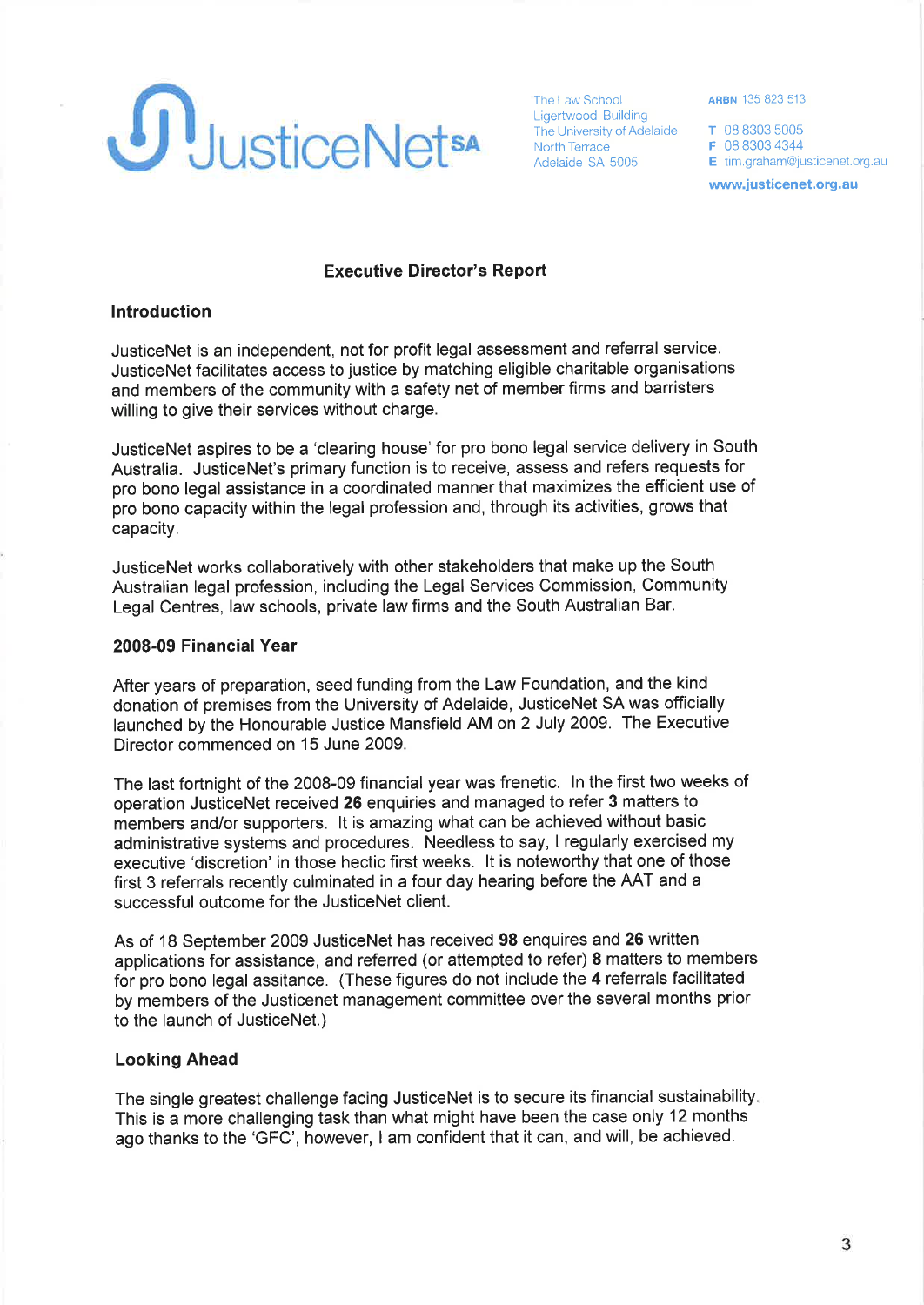JusticeNet SA

The Law School
Ligertwood Building
The University of Adelaide
North Terrace
Adelaide SA 5005

**ARBN** 135 823 513

**T** 08 8303 5005
**F** 08 8303 4344
**E** tim.graham@justicenet.org.au

**www.justicenet.org.au**

## Executive Director's Report

### Introduction

JusticeNet is an independent, not for profit legal assessment and referral service. JusticeNet facilitates access to justice by matching eligible charitable organisations and members of the community with a safety net of member firms and barristers willing to give their services without charge.

JusticeNet aspires to be a 'clearing house' for pro bono legal service delivery in South Australia. JusticeNet's primary function is to receive, assess and refers requests for pro bono legal assistance in a coordinated manner that maximizes the efficient use of pro bono capacity within the legal profession and, through its activities, grows that capacity.

JusticeNet works collaboratively with other stakeholders that make up the South Australian legal profession, including the Legal Services Commission, Community Legal Centres, law schools, private law firms and the South Australian Bar.

### 2008-09 Financial Year

After years of preparation, seed funding from the Law Foundation, and the kind donation of premises from the University of Adelaide, JusticeNet SA was officially launched by the Honourable Justice Mansfield AM on 2 July 2009. The Executive Director commenced on 15 June 2009.

The last fortnight of the 2008-09 financial year was frenetic. In the first two weeks of operation JusticeNet received **26** enquiries and managed to refer **3** matters to members and/or supporters. It is amazing what can be achieved without basic administrative systems and procedures. Needless to say, I regularly exercised my executive 'discretion' in those hectic first weeks. It is noteworthy that one of those first 3 referrals recently culminated in a four day hearing before the AAT and a successful outcome for the JusticeNet client.

As of 18 September 2009 JusticeNet has received **98** enquires and **26** written applications for assistance, and referred (or attempted to refer) **8** matters to members for pro bono legal assitance. (These figures do not include the **4** referrals facilitated by members of the Justicenet management committee over the several months prior to the launch of JusticeNet.)

### Looking Ahead

The single greatest challenge facing JusticeNet is to secure its financial sustainability. This is a more challenging task than what might have been the case only 12 months ago thanks to the 'GFC', however, I am confident that it can, and will, be achieved.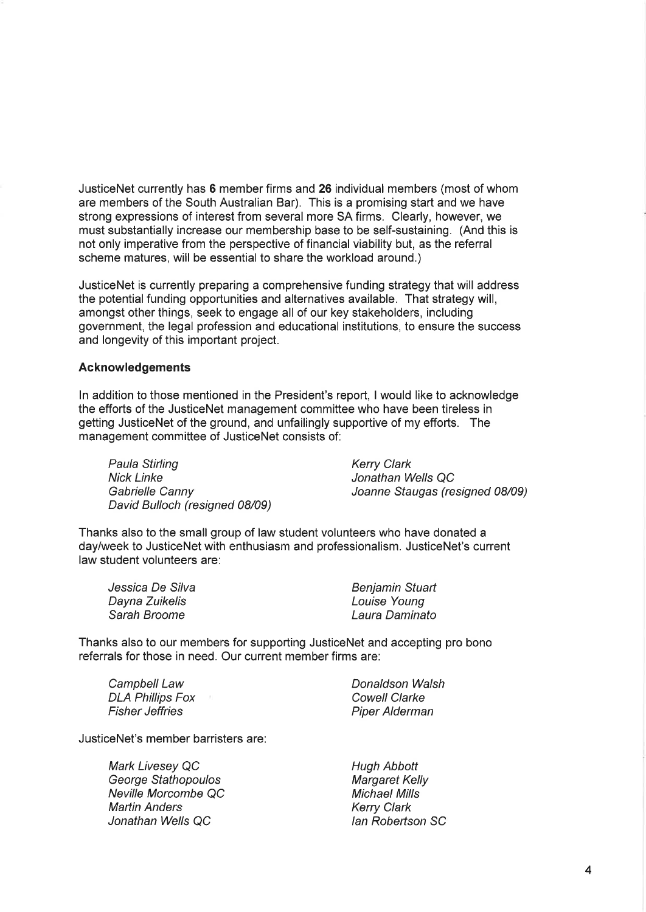JusticeNet currently has **6** member firms and **26** individual members (most of whom are members of the South Australian Bar). This is a promising start and we have strong expressions of interest from several more SA firms. Clearly, however, we must substantially increase our membership base to be self-sustaining. (And this is not only imperative from the perspective of financial viability but, as the referral scheme matures, will be essential to share the workload around.)

JusticeNet is currently preparing a comprehensive funding strategy that will address the potential funding opportunities and alternatives available. That strategy will, amongst other things, seek to engage all of our key stakeholders, including government, the legal profession and educational institutions, to ensure the success and longevity of this important project.

**Acknowledgements**

In addition to those mentioned in the President's report, I would like to acknowledge the efforts of the JusticeNet management committee who have been tireless in getting JusticeNet of the ground, and unfailingly supportive of my efforts. The management committee of JusticeNet consists of:

*Paula Stirling*
*Nick Linke*
*Gabrielle Canny*
*David Bulloch (resigned 08/09)*
*Kerry Clark*
*Jonathan Wells QC*
*Joanne Staugas (resigned 08/09)*

Thanks also to the small group of law student volunteers who have donated a day/week to JusticeNet with enthusiasm and professionalism. JusticeNet's current law student volunteers are:

*Jessica De Silva*
*Dayna Zuikelis*
*Sarah Broome*
*Benjamin Stuart*
*Louise Young*
*Laura Daminato*

Thanks also to our members for supporting JusticeNet and accepting pro bono referrals for those in need. Our current member firms are:

*Campbell Law*
*DLA Phillips Fox*
*Fisher Jeffries*
*Donaldson Walsh*
*Cowell Clarke*
*Piper Alderman*

JusticeNet's member barristers are:

*Mark Livesey QC*
*George Stathopoulos*
*Neville Morcombe QC*
*Martin Anders*
*Jonathan Wells QC*
*Hugh Abbott*
*Margaret Kelly*
*Michael Mills*
*Kerry Clark*
*Ian Robertson SC*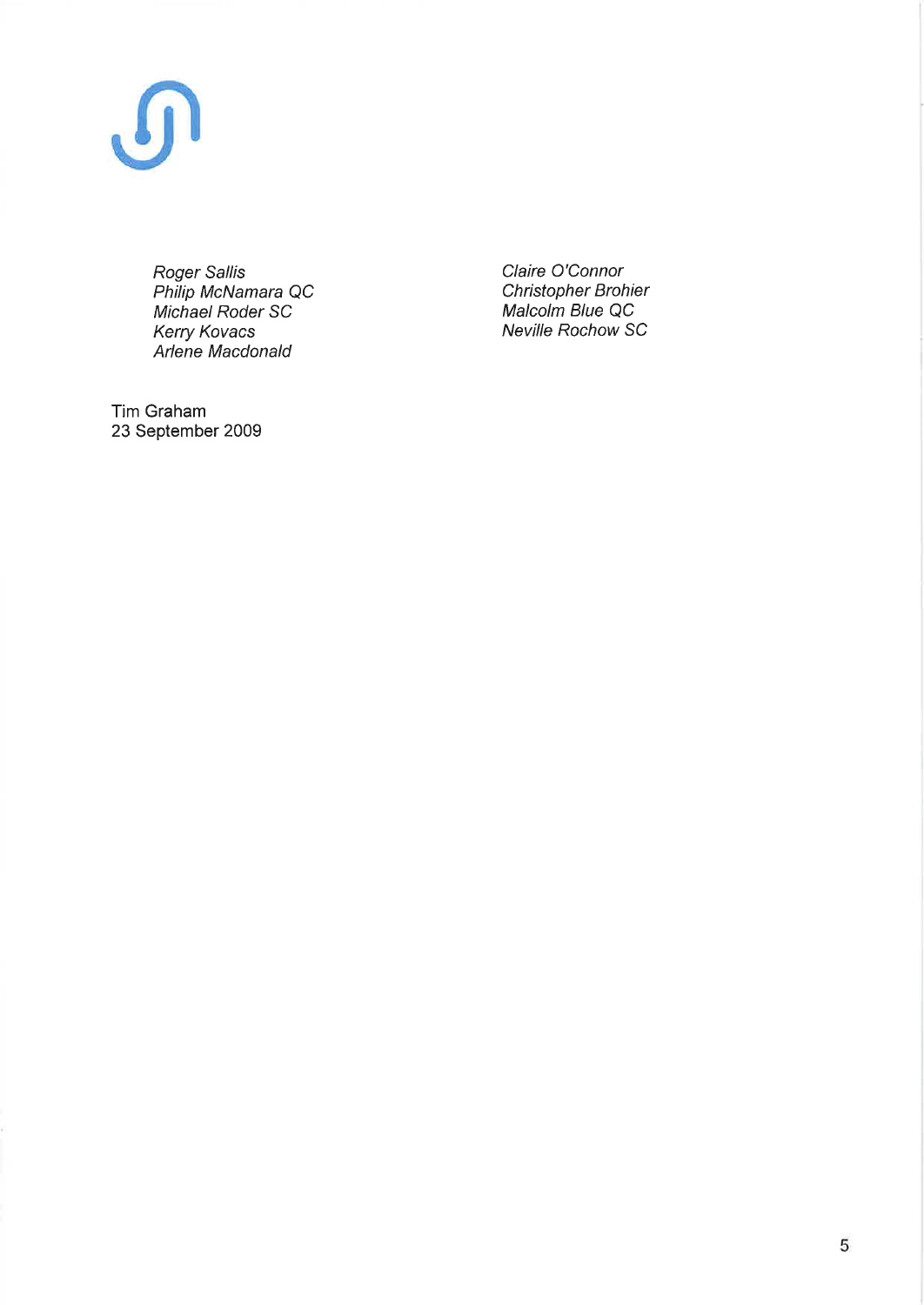*Roger Sallis*
*Philip McNamara QC*
*Michael Roder SC*
*Kerry Kovacs*
*Arlene Macdonald*

*Claire O'Connor*
*Christopher Brohier*
*Malcolm Blue QC*
*Neville Rochow SC*

Tim Graham
23 September 2009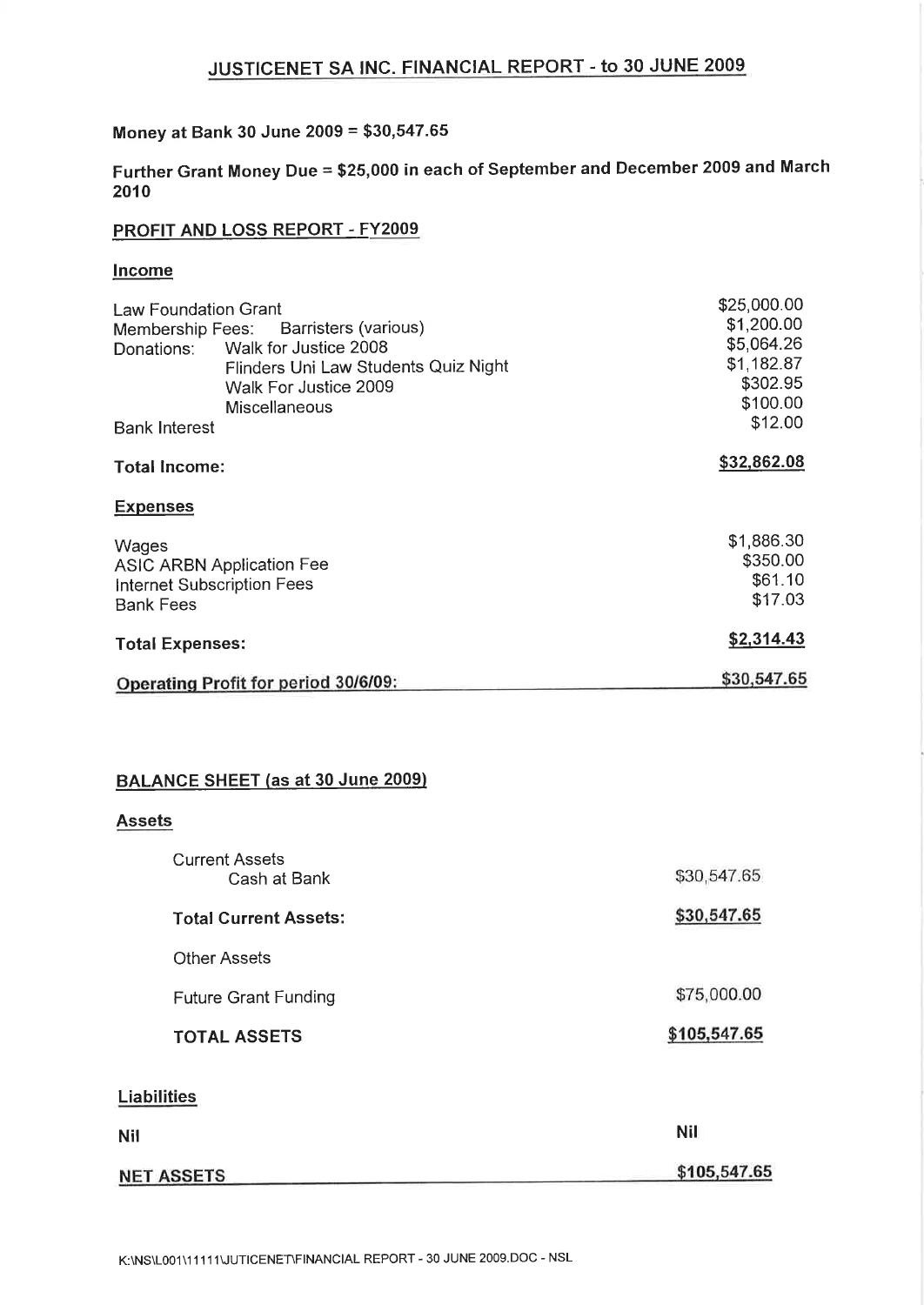# JUSTICENET SA INC. FINANCIAL REPORT - to 30 JUNE 2009

**Money at Bank 30 June 2009 = $30,547.65**

**Further Grant Money Due = $25,000 in each of September and December 2009 and March 2010**

## PROFIT AND LOSS REPORT - FY2009

### Income

| | | |
|---|---|---|
| Law Foundation Grant | | $25,000.00 |
| Membership Fees: | Barristers (various) | $1,200.00 |
| Donations: | Walk for Justice 2008 | $5,064.26 |
| | Flinders Uni Law Students Quiz Night | $1,182.87 |
| | Walk For Justice 2009 | $302.95 |
| | Miscellaneous | $100.00 |
| Bank Interest | | $12.00 |
| **Total Income:** | | **$32,862.08** |

### Expenses

| | |
|---|---|
| Wages | $1,886.30 |
| ASIC ARBN Application Fee | $350.00 |
| Internet Subscription Fees | $61.10 |
| Bank Fees | $17.03 |
| **Total Expenses:** | **$2,314.43** |
| **Operating Profit for period 30/6/09:** | **$30,547.65** |

## BALANCE SHEET (as at 30 June 2009)

### Assets

| | |
|---|---|
| Current Assets | |
| Cash at Bank | $30,547.65 |
| **Total Current Assets:** | **$30,547.65** |
| Other Assets | |
| Future Grant Funding | $75,000.00 |
| **TOTAL ASSETS** | **$105,547.65** |

### Liabilities

| | |
|---|---|
| **Nil** | **Nil** |
| **NET ASSETS** | **$105,547.65** |

K:\NS\L001\11111\JUTICENET\FINANCIAL REPORT - 30 JUNE 2009.DOC - NSL